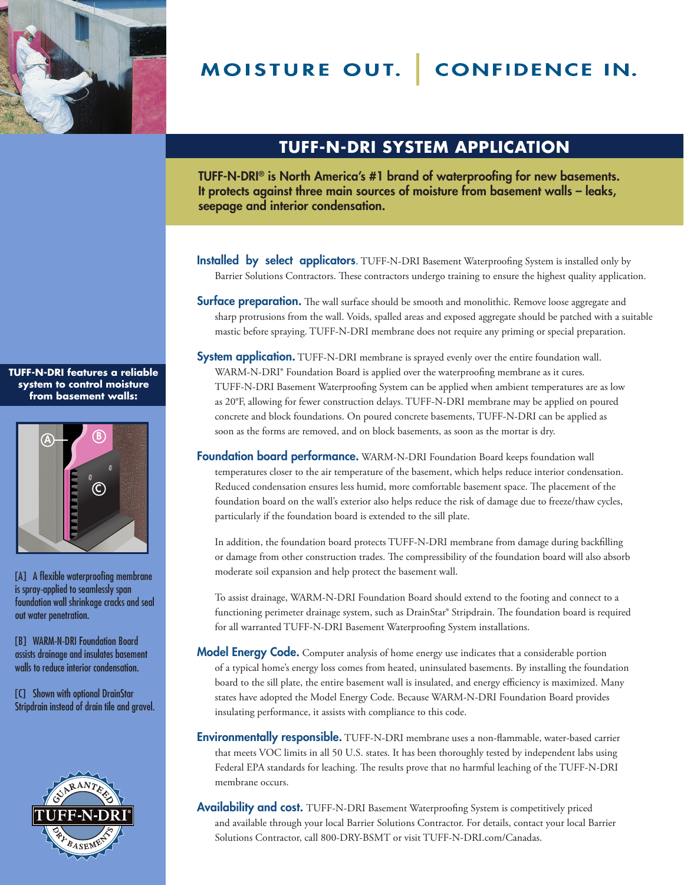# MOISTURE OUT. | CONFIDENCE IN.

## TUFF-N-DRI SYSTEM APPLICATION

**TUFF-N-DRI® is North America's #1 brand of waterproofing for new basements. It protects against three main sources of moisture from basement walls – leaks, seepage and interior condensation.**

**Installed by select applicators.** TUFF-N-DRI Basement Waterproofing System is installed only by Barrier Solutions Contractors. These contractors undergo training to ensure the highest quality application.

**Surface preparation.** The wall surface should be smooth and monolithic. Remove loose aggregate and sharp protrusions from the wall. Voids, spalled areas and exposed aggregate should be patched with a suitable mastic before spraying. TUFF-N-DRI membrane does not require any priming or special preparation.

**System application.** TUFF-N-DRI membrane is sprayed evenly over the entire foundation wall. WARM-N-DRI® Foundation Board is applied over the waterproofing membrane as it cures. TUFF-N-DRI Basement Waterproofing System can be applied when ambient temperatures are as low as 20°F, allowing for fewer construction delays. TUFF-N-DRI membrane may be applied on poured concrete and block foundations. On poured concrete basements, TUFF-N-DRI can be applied as soon as the forms are removed, and on block basements, as soon as the mortar is dry.

**Foundation board performance.** WARM-N-DRI Foundation Board keeps foundation wall temperatures closer to the air temperature of the basement, which helps reduce interior condensation. Reduced condensation ensures less humid, more comfortable basement space. The placement of the foundation board on the wall's exterior also helps reduce the risk of damage due to freeze/thaw cycles, particularly if the foundation board is extended to the sill plate.

In addition, the foundation board protects TUFF-N-DRI membrane from damage during backfilling or damage from other construction trades. The compressibility of the foundation board will also absorb moderate soil expansion and help protect the basement wall.

To assist drainage, WARM-N-DRI Foundation Board should extend to the footing and connect to a functioning perimeter drainage system, such as DrainStar® Stripdrain. The foundation board is required for all warranted TUFF-N-DRI Basement Waterproofing System installations.

**Model Energy Code.** Computer analysis of home energy use indicates that a considerable portion of a typical home's energy loss comes from heated, uninsulated basements. By installing the foundation board to the sill plate, the entire basement wall is insulated, and energy efficiency is maximized. Many states have adopted the Model Energy Code. Because WARM-N-DRI Foundation Board provides insulating performance, it assists with compliance to this code.

**Environmentally responsible.** TUFF-N-DRI membrane uses a non-flammable, water-based carrier that meets VOC limits in all 50 U.S. states. It has been thoroughly tested by independent labs using Federal EPA standards for leaching. The results prove that no harmful leaching of the TUFF-N-DRI membrane occurs.

**Availability and cost.** TUFF-N-DRI Basement Waterproofing System is competitively priced and available through your local Barrier Solutions Contractor. For details, contact your local Barrier Solutions Contractor, call 800-DRY-BSMT or visit TUFF-N-DRI.com/Canadas.

**TUFF-N-DRI features a reliable system to control moisture from basement walls:**

[A] A flexible waterproofing membrane is spray-applied to seamlessly span foundation wall shrinkage cracks and seal out water penetration.

[B] WARM-N-DRI Foundation Board assists drainage and insulates basement walls to reduce interior condensation.

[C] Shown with optional DrainStar Stripdrain instead of drain tile and gravel.

GUARANTEED TUFF-N-DRI® DRY BASEMENTS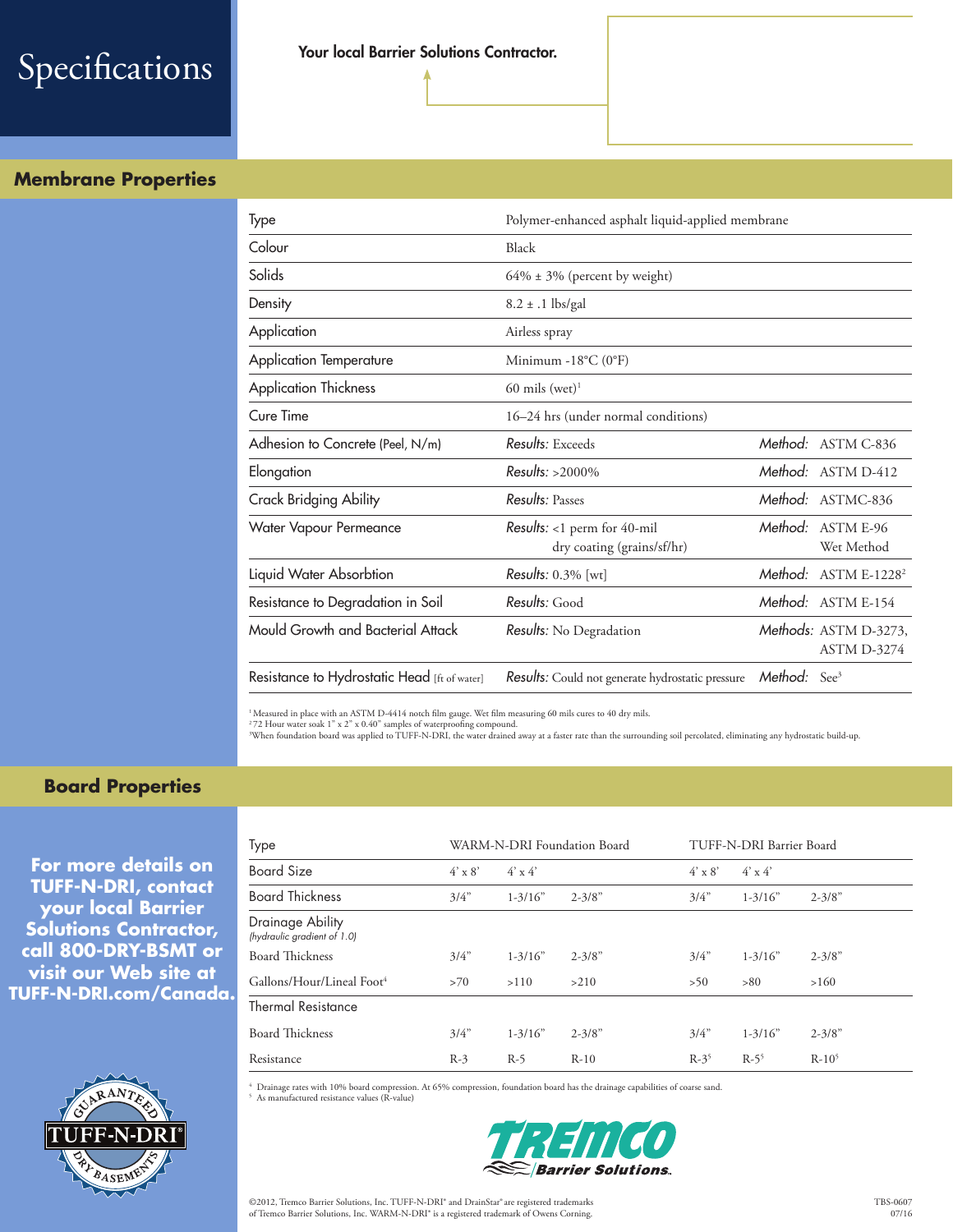# Specifications

Your local Barrier Solutions Contractor.

## Membrane Properties

| | | |
|---|---|---|
| Type | Polymer-enhanced asphalt liquid-applied membrane | |
| Colour | Black | |
| Solids | 64% ± 3% (percent by weight) | |
| Density | 8.2 ± .1 lbs/gal | |
| Application | Airless spray | |
| Application Temperature | Minimum -18°C (0°F) | |
| Application Thickness | 60 mils (wet)[1] | |
| Cure Time | 16–24 hrs (under normal conditions) | |
| Adhesion to Concrete (Peel, N/m) | *Results:* Exceeds | *Method:* ASTM C-836 |
| Elongation | *Results:* >2000% | *Method:* ASTM D-412 |
| Crack Bridging Ability | *Results:* Passes | *Method:* ASTMC-836 |
| Water Vapour Permeance | *Results:* <1 perm for 40-mil dry coating (grains/sf/hr) | *Method:* ASTM E-96 Wet Method |
| Liquid Water Absorbtion | *Results:* 0.3% [wt] | *Method:* ASTM E-1228[2] |
| Resistance to Degradation in Soil | *Results:* Good | *Method:* ASTM E-154 |
| Mould Growth and Bacterial Attack | *Results:* No Degradation | *Methods:* ASTM D-3273, ASTM D-3274 |
| Resistance to Hydrostatic Head [ft of water] | *Results:* Could not generate hydrostatic pressure | *Method:* See[3] |

[1] Measured in place with an ASTM D-4414 notch film gauge. Wet film measuring 60 mils cures to 40 dry mils.
[2] 72 Hour water soak 1" x 2" x 0.40" samples of waterproofing compound.
[3] When foundation board was applied to TUFF-N-DRI, the water drained away at a faster rate than the surrounding soil percolated, eliminating any hydrostatic build-up.

## Board Properties

| Type | WARM-N-DRI Foundation Board | | | TUFF-N-DRI Barrier Board | | |
|---|---|---|---|---|---|---|
| Board Size | 4' x 8' | 4' x 4' | | 4' x 8' | 4' x 4' | |
| Board Thickness | 3/4" | 1-3/16" | 2-3/8" | 3/4" | 1-3/16" | 2-3/8" |
| Drainage Ability *(hydraulic gradient of 1.0)* | | | | | | |
| Board Thickness | 3/4" | 1-3/16" | 2-3/8" | 3/4" | 1-3/16" | 2-3/8" |
| Gallons/Hour/Lineal Foot[4] | >70 | >110 | >210 | >50 | >80 | >160 |
| Thermal Resistance | | | | | | |
| Board Thickness | 3/4" | 1-3/16" | 2-3/8" | 3/4" | 1-3/16" | 2-3/8" |
| Resistance | R-3 | R-5 | R-10 | R-3[5] | R-5[5] | R-10[5] |

[4] Drainage rates with 10% board compression. At 65% compression, foundation board has the drainage capabilities of coarse sand.
[5] As manufactured resistance values (R-value)

**For more details on TUFF-N-DRI, contact your local Barrier Solutions Contractor, call 800-DRY-BSMT or visit our Web site at TUFF-N-DRI.com/Canada.**

GUARANTEED TUFF-N-DRI® DRY BASEMENTS

TREMCO Barrier Solutions.

©2012, Tremco Barrier Solutions, Inc. TUFF-N-DRI® and DrainStar® are registered trademarks of Tremco Barrier Solutions, Inc. WARM-N-DRI® is a registered trademark of Owens Corning.

TBS-0607
07/16